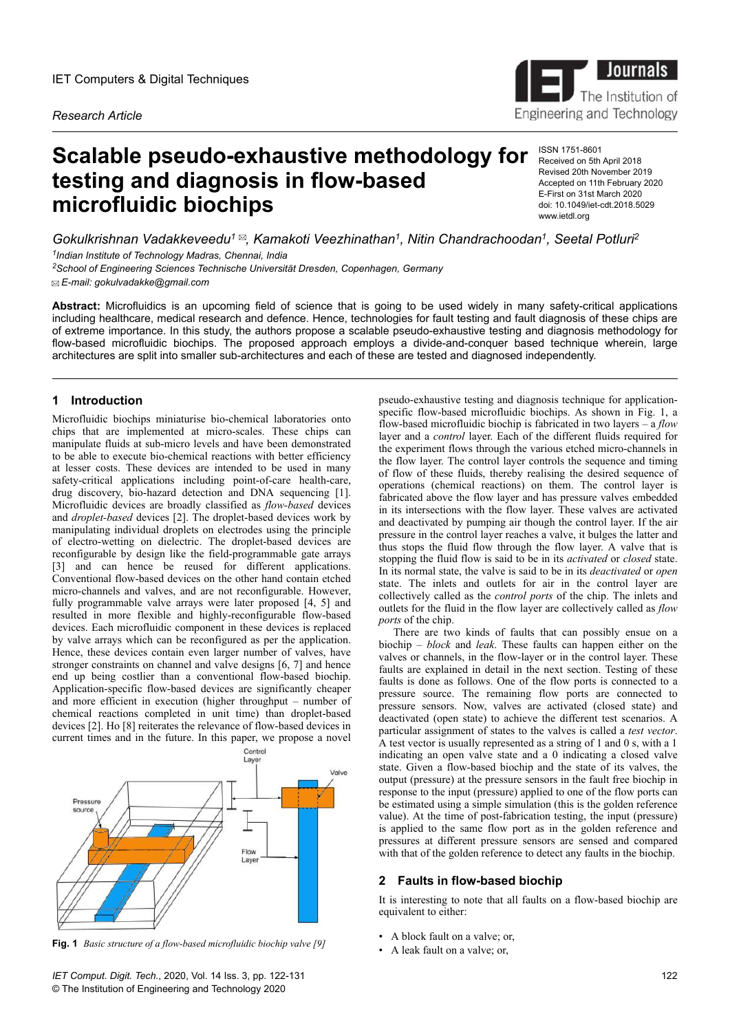IET Computers & Digital Techniques

*Research Article*

# Scalable pseudo-exhaustive methodology for testing and diagnosis in flow-based microfluidic biochips

ISSN 1751-8601
Received on 5th April 2018
Revised 20th November 2019
Accepted on 11th February 2020
E-First on 31st March 2020
doi: 10.1049/iet-cdt.2018.5029
www.ietdl.org

*Gokulkrishnan Vadakkeveedu[1] ✉, Kamakoti Veezhinathan[1], Nitin Chandrachoodan[1], Seetal Potluri[2]*

[1] *Indian Institute of Technology Madras, Chennai, India*

[2] *School of Engineering Sciences Technische Universität Dresden, Copenhagen, Germany*

✉ *E-mail: gokulvadakke@gmail.com*

**Abstract:** Microfluidics is an upcoming field of science that is going to be used widely in many safety-critical applications including healthcare, medical research and defence. Hence, technologies for fault testing and fault diagnosis of these chips are of extreme importance. In this study, the authors propose a scalable pseudo-exhaustive testing and diagnosis methodology for flow-based microfluidic biochips. The proposed approach employs a divide-and-conquer based technique wherein, large architectures are split into smaller sub-architectures and each of these are tested and diagnosed independently.

## 1 Introduction

Microfluidic biochips miniaturise bio-chemical laboratories onto chips that are implemented at micro-scales. These chips can manipulate fluids at sub-micro levels and have been demonstrated to be able to execute bio-chemical reactions with better efficiency at lesser costs. These devices are intended to be used in many safety-critical applications including point-of-care health-care, drug discovery, bio-hazard detection and DNA sequencing [1]. Microfluidic devices are broadly classified as *flow-based* devices and *droplet-based* devices [2]. The droplet-based devices work by manipulating individual droplets on electrodes using the principle of electro-wetting on dielectric. The droplet-based devices are reconfigurable by design like the field-programmable gate arrays [3] and can hence be reused for different applications. Conventional flow-based devices on the other hand contain etched micro-channels and valves, and are not reconfigurable. However, fully programmable valve arrays were later proposed [4, 5] and resulted in more flexible and highly-reconfigurable flow-based devices. Each microfluidic component in these devices is replaced by valve arrays which can be reconfigured as per the application. Hence, these devices contain even larger number of valves, have stronger constraints on channel and valve designs [6, 7] and hence end up being costlier than a conventional flow-based biochip. Application-specific flow-based devices are significantly cheaper and more efficient in execution (higher throughput – number of chemical reactions completed in unit time) than droplet-based devices [2]. Ho [8] reiterates the relevance of flow-based devices in current times and in the future. In this paper, we propose a novel pseudo-exhaustive testing and diagnosis technique for application-specific flow-based microfluidic biochips. As shown in Fig. 1, a flow-based microfluidic biochip is fabricated in two layers – a *flow* layer and a *control* layer. Each of the different fluids required for the experiment flows through the various etched micro-channels in the flow layer. The control layer controls the sequence and timing of flow of these fluids, thereby realising the desired sequence of operations (chemical reactions) on them. The control layer is fabricated above the flow layer and has pressure valves embedded in its intersections with the flow layer. These valves are activated and deactivated by pumping air though the control layer. If the air pressure in the control layer reaches a valve, it bulges the latter and thus stops the fluid flow through the flow layer. A valve that is stopping the fluid flow is said to be in its *activated* or *closed* state. In its normal state, the valve is said to be in its *deactivated* or *open* state. The inlets and outlets for air in the control layer are collectively called as the *control ports* of the chip. The inlets and outlets for the fluid in the flow layer are collectively called as *flow ports* of the chip.

Fig. 1 *Basic structure of a flow-based microfluidic biochip valve [9]*

There are two kinds of faults that can possibly ensue on a biochip – *block* and *leak*. These faults can happen either on the valves or channels, in the flow-layer or in the control layer. These faults are explained in detail in the next section. Testing of these faults is done as follows. One of the flow ports is connected to a pressure source. The remaining flow ports are connected to pressure sensors. Now, valves are activated (closed state) and deactivated (open state) to achieve the different test scenarios. A particular assignment of states to the valves is called a *test vector*. A test vector is usually represented as a string of 1 and 0 s, with a 1 indicating an open valve state and a 0 indicating a closed valve state. Given a flow-based biochip and the state of its valves, the output (pressure) at the pressure sensors in the fault free biochip in response to the input (pressure) applied to one of the flow ports can be estimated using a simple simulation (this is the golden reference value). At the time of post-fabrication testing, the input (pressure) is applied to the same flow port as in the golden reference and pressures at different pressure sensors are sensed and compared with that of the golden reference to detect any faults in the biochip.

## 2 Faults in flow-based biochip

It is interesting to note that all faults on a flow-based biochip are equivalent to either:

- A block fault on a valve; or,
- A leak fault on a valve; or,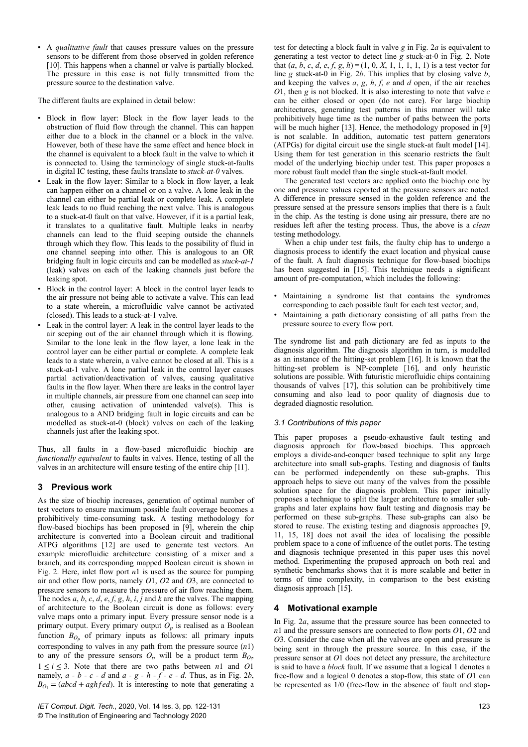- A *qualitative fault* that causes pressure values on the pressure sensors to be different from those observed in golden reference [10]. This happens when a channel or valve is partially blocked. The pressure in this case is not fully transmitted from the pressure source to the destination valve.

The different faults are explained in detail below:

- Block in flow layer: Block in the flow layer leads to the obstruction of fluid flow through the channel. This can happen either due to a block in the channel or a block in the valve. However, both of these have the same effect and hence block in the channel is equivalent to a block fault in the valve to which it is connected to. Using the terminology of single stuck-at-faults in digital IC testing, these faults translate to *stuck-at-0* valves.
- Leak in the flow layer: Similar to a block in flow layer, a leak can happen either on a channel or on a valve. A lone leak in the channel can either be partial leak or complete leak. A complete leak leads to no fluid reaching the next valve. This is analogous to a stuck-at-0 fault on that valve. However, if it is a partial leak, it translates to a qualitative fault. Multiple leaks in nearby channels can lead to the fluid seeping outside the channels through which they flow. This leads to the possibility of fluid in one channel seeping into other. This is analogous to an OR bridging fault in logic circuits and can be modelled as *stuck-at-1* (leak) valves on each of the leaking channels just before the leaking spot.
- Block in the control layer: A block in the control layer leads to the air pressure not being able to activate a valve. This can lead to a state wherein, a microfluidic valve cannot be activated (closed). This leads to a stuck-at-1 valve.
- Leak in the control layer: A leak in the control layer leads to the air seeping out of the air channel through which it is flowing. Similar to the lone leak in the flow layer, a lone leak in the control layer can be either partial or complete. A complete leak leads to a state wherein, a valve cannot be closed at all. This is a stuck-at-1 valve. A lone partial leak in the control layer causes partial activation/deactivation of valves, causing qualitative faults in the flow layer. When there are leaks in the control layer in multiple channels, air pressure from one channel can seep into other, causing activation of unintended valve(s). This is analogous to a AND bridging fault in logic circuits and can be modelled as stuck-at-0 (block) valves on each of the leaking channels just after the leaking spot.

Thus, all faults in a flow-based microfluidic biochip are *functionally equivalent* to faults in valves. Hence, testing of all the valves in an architecture will ensure testing of the entire chip [11].

## 3 Previous work

As the size of biochip increases, generation of optimal number of test vectors to ensure maximum possible fault coverage becomes a prohibitively time-consuming task. A testing methodology for flow-based biochips has been proposed in [9], wherein the chip architecture is converted into a Boolean circuit and traditional ATPG algorithms [12] are used to generate test vectors. An example microfluidic architecture consisting of a mixer and a branch, and its corresponding mapped Boolean circuit is shown in Fig. 2. Here, inlet flow port $n1$ is used as the source for pumping air and other flow ports, namely $O1$, $O2$ and $O3$, are connected to pressure sensors to measure the pressure of air flow reaching them. The nodes $a, b, c, d, e, f, g, h, i, j$ and $k$ are the valves. The mapping of architecture to the Boolean circuit is done as follows: every valve maps onto a primary input. Every pressure sensor node is a primary output. Every primary output $O_p$ is realised as a Boolean function $B_{O_p}$ of primary inputs as follows: all primary inputs corresponding to valves in any path from the pressure source ($n1$) to any of the pressure sensors $O_i$, will be a product term $B_{O_i}$, $1 \le i \le 3$. Note that there are two paths between $n1$ and $O1$ namely, $a$ - $b$ - $c$ - $d$ and $a$ - $g$ - $h$ - $f$ - $e$ - $d$. Thus, as in Fig. 2*b*, $B_{O_1} = (abcd + aghfed)$. It is interesting to note that generating a test for detecting a block fault in valve $g$ in Fig. 2*a* is equivalent to generating a test vector to detect line $g$ stuck-at-0 in Fig. 2. Note that $(a, b, c, d, e, f, g, h) = (1, 0, X, 1, 1, 1, 1, 1)$ is a test vector for line $g$ stuck-at-0 in Fig. 2*b*. This implies that by closing valve $b$, and keeping the valves $a$, $g$, $h$, $f$, $e$ and $d$ open, if the air reaches $O1$, then $g$ is not blocked. It is also interesting to note that valve $c$ can be either closed or open (do not care). For large biochip architectures, generating test patterns in this manner will take prohibitively huge time as the number of paths between the ports will be much higher [13]. Hence, the methodology proposed in [9] is not scalable. In addition, automatic test pattern generators (ATPGs) for digital circuit use the single stuck-at fault model [14]. Using them for test generation in this scenario restricts the fault model of the underlying biochip under test. This paper proposes a more robust fault model than the single stuck-at-fault model.

The generated test vectors are applied onto the biochip one by one and pressure values reported at the pressure sensors are noted. A difference in pressure sensed in the golden reference and the pressure sensed at the pressure sensors implies that there is a fault in the chip. As the testing is done using air pressure, there are no residues left after the testing process. Thus, the above is a *clean* testing methodology.

When a chip under test fails, the faulty chip has to undergo a diagnosis process to identify the exact location and physical cause of the fault. A fault diagnosis technique for flow-based biochips has been suggested in [15]. This technique needs a significant amount of pre-computation, which includes the following:

- Maintaining a syndrome list that contains the syndromes corresponding to each possible fault for each test vector; and,
- Maintaining a path dictionary consisting of all paths from the pressure source to every flow port.

The syndrome list and path dictionary are fed as inputs to the diagnosis algorithm. The diagnosis algorithm in turn, is modelled as an instance of the hitting-set problem [16]. It is known that the hitting-set problem is NP-complete [16], and only heuristic solutions are possible. With futuristic microfluidic chips containing thousands of valves [17], this solution can be prohibitively time consuming and also lead to poor quality of diagnosis due to degraded diagnostic resolution.

### *3.1 Contributions of this paper*

This paper proposes a pseudo-exhaustive fault testing and diagnosis approach for flow-based biochips. This approach employs a divide-and-conquer based technique to split any large architecture into small sub-graphs. Testing and diagnosis of faults can be performed independently on these sub-graphs. This approach helps to sieve out many of the valves from the possible solution space for the diagnosis problem. This paper initially proposes a technique to split the larger architecture to smaller sub-graphs and later explains how fault testing and diagnosis may be performed on these sub-graphs. These sub-graphs can also be stored to reuse. The existing testing and diagnosis approaches [9, 11, 15, 18] does not avail the idea of localising the possible problem space to a cone of influence of the outlet ports. The testing and diagnosis technique presented in this paper uses this novel method. Experimenting the proposed approach on both real and synthetic benchmarks shows that it is more scalable and better in terms of time complexity, in comparison to the best existing diagnosis approach [15].

## 4 Motivational example

In Fig. 2*a*, assume that the pressure source has been connected to $n1$ and the pressure sensors are connected to flow ports $O1$, $O2$ and $O3$. Consider the case when all the valves are open and pressure is being sent in through the pressure source. In this case, if the pressure sensor at $O1$ does not detect any pressure, the architecture is said to have a *block* fault. If we assume that a logical 1 denotes a free-flow and a logical 0 denotes a stop-flow, this state of $O1$ can be represented as 1/0 (free-flow in the absence of fault and stop-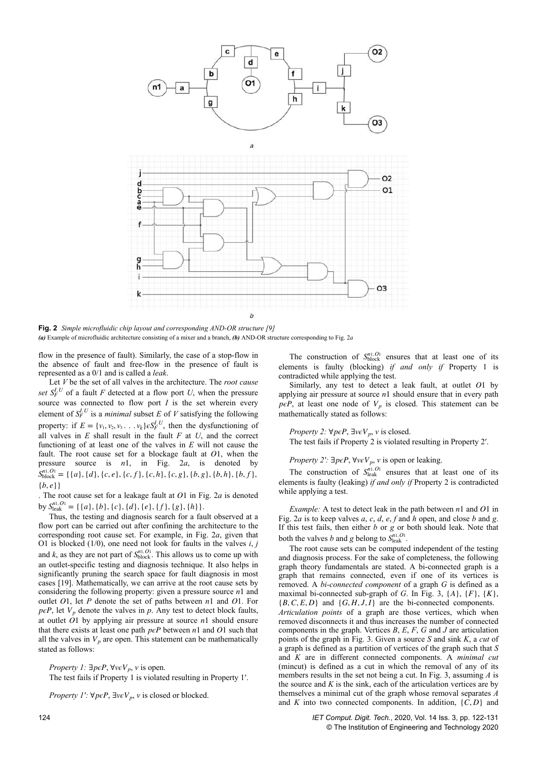**Fig. 2** *Simple microfluidic chip layout and corresponding AND-OR structure [9]*
*(a)* Example of microfluidic architecture consisting of a mixer and a branch, *(b)* AND-OR structure corresponding to Fig. 2*a*

flow in the presence of fault). Similarly, the case of a stop-flow in the absence of fault and free-flow in the presence of fault is represented as a 0/1 and is called a *leak*.

Let $V$ be the set of all valves in the architecture. The *root cause set* $S_F^{I,U}$ of a fault $F$ detected at a flow port $U$, when the pressure source was connected to flow port $I$ is the set wherein every element of $S_F^{I,U}$ is a *minimal* subset $E$ of $V$ satisfying the following property: if $E = \{v_1, v_2, v_3 \ldots v_k\} \epsilon S_F^{I,U}$, then the dysfunctioning of all valves in $E$ shall result in the fault $F$ at $U$, and the correct functioning of at least one of the valves in $E$ will not cause the fault. The root cause set for a blockage fault at $O1$, when the pressure source is $n1$, in Fig. 2*a*, is denoted by $S_{\text{block}}^{n1,O1} = \{\{a\}, \{d\}, \{c, e\}, \{c, f\}, \{c, h\}, \{c, g\}, \{b, g\}, \{b, h\}, \{b, f\}, \{b, e\}\}$. The root cause set for a leakage fault at $O1$ in Fig. 2*a* is denoted by $S_{\text{leak}}^{n1,O1} = \{\{a\}, \{b\}, \{c\}, \{d\}, \{e\}, \{f\}, \{g\}, \{h\}\}$.

Thus, the testing and diagnosis search for a fault observed at a flow port can be carried out after confining the architecture to the corresponding root cause set. For example, in Fig. 2*a*, given that O1 is blocked (1/0), one need not look for faults in the valves $i$, $j$ and $k$, as they are not part of $S_{\text{block}}^{n1,O1}$. This allows us to come up with an outlet-specific testing and diagnosis technique. It also helps in significantly pruning the search space for fault diagnosis in most cases [19]. Mathematically, we can arrive at the root cause sets by considering the following property: given a pressure source $n1$ and outlet $O1$, let $P$ denote the set of paths between $n1$ and $O1$. For $p \epsilon P$, let $V_p$ denote the valves in $p$. Any test to detect block faults, at outlet $O1$ by applying air pressure at source $n1$ should ensure that there exists at least one path $p \epsilon P$ between $n1$ and $O1$ such that all the valves in $V_p$ are open. This statement can be mathematically stated as follows:

*Property 1:* $\exists p \epsilon P, \forall v \epsilon V_p$, $v$ is open.
The test fails if Property 1 is violated resulting in Property 1′.

*Property 1′:* $\forall p \epsilon P, \exists v \epsilon V_p$, $v$ is closed or blocked.

The construction of $S_{\text{block}}^{n1,O1}$ ensures that at least one of its elements is faulty (blocking) *if and only if* Property 1 is contradicted while applying the test.

Similarly, any test to detect a leak fault, at outlet $O1$ by applying air pressure at source $n1$ should ensure that in every path $p \epsilon P$, at least one node of $V_p$ is closed. This statement can be mathematically stated as follows:

*Property 2:* $\forall p \epsilon P, \exists v \epsilon V_p$, $v$ is closed.
The test fails if Property 2 is violated resulting in Property 2′.

*Property 2′:* $\exists p \epsilon P, \forall v \epsilon V_p$, $v$ is open or leaking.

The construction of $S_{\text{leak}}^{n1,O1}$ ensures that at least one of its elements is faulty (leaking) *if and only if* Property 2 is contradicted while applying a test.

*Example:* A test to detect leak in the path between $n1$ and $O1$ in Fig. 2*a* is to keep valves $a$, $c$, $d$, $e$, $f$ and $h$ open, and close $b$ and $g$. If this test fails, then either $b$ or $g$ or both should leak. Note that both the valves $b$ and $g$ belong to $S_{\text{leak}}^{n1,O1}$.

The root cause sets can be computed independent of the testing and diagnosis process. For the sake of completeness, the following graph theory fundamentals are stated. A bi-connected graph is a graph that remains connected, even if one of its vertices is removed. A *bi-connected component* of a graph $G$ is defined as a maximal bi-connected sub-graph of $G$. In Fig. 3, $\{A\}$, $\{F\}$, $\{K\}$, $\{B, C, E, D\}$ and $\{G, H, J, I\}$ are the bi-connected components. *Articulation points* of a graph are those vertices, which when removed disconnects it and thus increases the number of connected components in the graph. Vertices $B$, $E$, $F$, $G$ and $J$ are articulation points of the graph in Fig. 3. Given a source $S$ and sink $K$, a *cut* of a graph is defined as a partition of vertices of the graph such that $S$ and $K$ are in different connected components. A *minimal cut* (mincut) is defined as a cut in which the removal of any of its members results in the set not being a cut. In Fig. 3, assuming $A$ is the source and $K$ is the sink, each of the articulation vertices are by themselves a minimal cut of the graph whose removal separates $A$ and $K$ into two connected components. In addition, $\{C, D\}$ and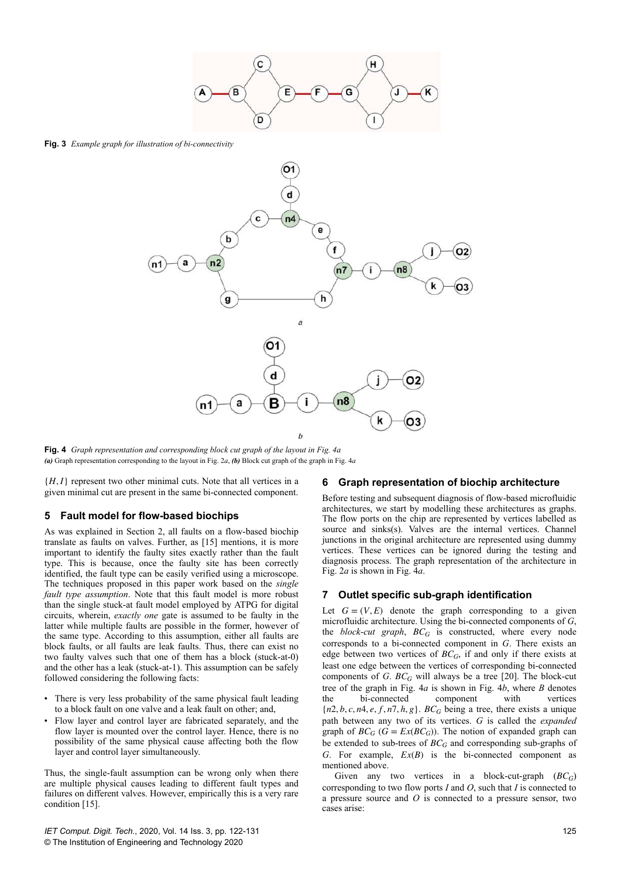**Fig. 3** *Example graph for illustration of bi-connectivity*

**Fig. 4** *Graph representation and corresponding block cut graph of the layout in Fig. 4a*
***(a)*** Graph representation corresponding to the layout in Fig. 2*a*, ***(b)*** Block cut graph of the graph in Fig. 4*a*

$\{H, I\}$ represent two other minimal cuts. Note that all vertices in a given minimal cut are present in the same bi-connected component.

## 5 Fault model for flow-based biochips

As was explained in Section 2, all faults on a flow-based biochip translate as faults on valves. Further, as [15] mentions, it is more important to identify the faulty sites exactly rather than the fault type. This is because, once the faulty site has been correctly identified, the fault type can be easily verified using a microscope. The techniques proposed in this paper work based on the *single fault type assumption*. Note that this fault model is more robust than the single stuck-at fault model employed by ATPG for digital circuits, wherein, *exactly one* gate is assumed to be faulty in the latter while multiple faults are possible in the former, however of the same type. According to this assumption, either all faults are block faults, or all faults are leak faults. Thus, there can exist no two faulty valves such that one of them has a block (stuck-at-0) and the other has a leak (stuck-at-1). This assumption can be safely followed considering the following facts:

- There is very less probability of the same physical fault leading to a block fault on one valve and a leak fault on other; and,
- Flow layer and control layer are fabricated separately, and the flow layer is mounted over the control layer. Hence, there is no possibility of the same physical cause affecting both the flow layer and control layer simultaneously.

Thus, the single-fault assumption can be wrong only when there are multiple physical causes leading to different fault types and failures on different valves. However, empirically this is a very rare condition [15].

## 6 Graph representation of biochip architecture

Before testing and subsequent diagnosis of flow-based microfluidic architectures, we start by modelling these architectures as graphs. The flow ports on the chip are represented by vertices labelled as source and sinks(s). Valves are the internal vertices. Channel junctions in the original architecture are represented using dummy vertices. These vertices can be ignored during the testing and diagnosis process. The graph representation of the architecture in Fig. 2*a* is shown in Fig. 4*a*.

## 7 Outlet specific sub-graph identification

Let $G = (V, E)$ denote the graph corresponding to a given microfluidic architecture. Using the bi-connected components of $G$, the *block-cut graph*, $BC_G$ is constructed, where every node corresponds to a bi-connected component in $G$. There exists an edge between two vertices of $BC_G$, if and only if there exists at least one edge between the vertices of corresponding bi-connected components of $G$. $BC_G$ will always be a tree [20]. The block-cut tree of the graph in Fig. 4*a* is shown in Fig. 4*b*, where $B$ denotes the bi-connected component with vertices $\{n2, b, c, n4, e, f, n7, h, g\}$. $BC_G$ being a tree, there exists a unique path between any two of its vertices. $G$ is called the *expanded* graph of $BC_G$ ($G = Ex(BC_G)$). The notion of expanded graph can be extended to sub-trees of $BC_G$ and corresponding sub-graphs of $G$. For example, $Ex(B)$ is the bi-connected component as mentioned above.

Given any two vertices in a block-cut-graph ($BC_G$) corresponding to two flow ports $I$ and $O$, such that $I$ is connected to a pressure source and $O$ is connected to a pressure sensor, two cases arise: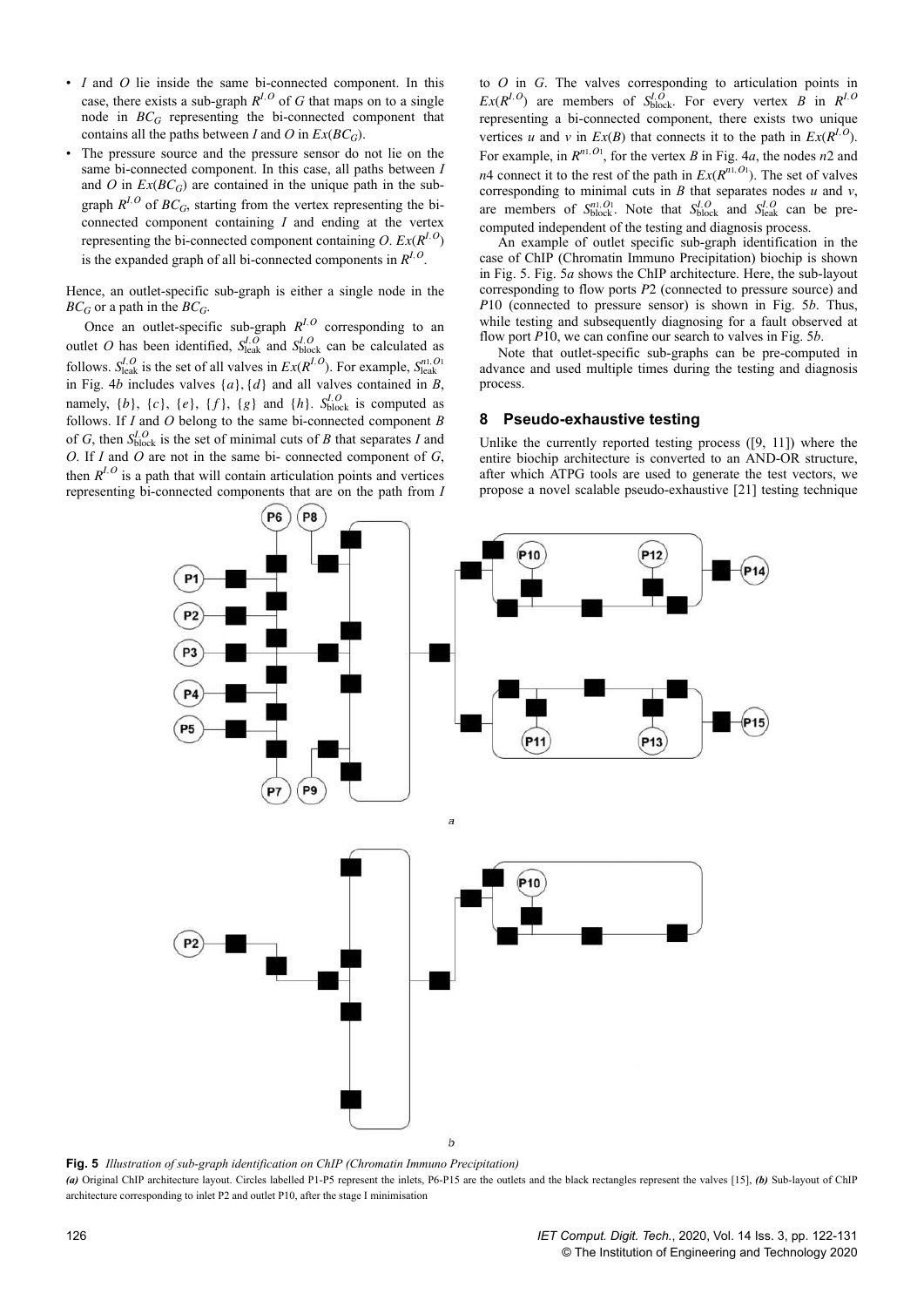- $I$ and $O$ lie inside the same bi-connected component. In this case, there exists a sub-graph $R^{I,O}$ of $G$ that maps on to a single node in $BC_G$ representing the bi-connected component that contains all the paths between $I$ and $O$ in $Ex(BC_G)$.
- The pressure source and the pressure sensor do not lie on the same bi-connected component. In this case, all paths between $I$ and $O$ in $Ex(BC_G)$ are contained in the unique path in the sub-graph $R^{I,O}$ of $BC_G$, starting from the vertex representing the bi-connected component containing $I$ and ending at the vertex representing the bi-connected component containing $O$. $Ex(R^{I,O})$ is the expanded graph of all bi-connected components in $R^{I,O}$.

Hence, an outlet-specific sub-graph is either a single node in the $BC_G$ or a path in the $BC_G$.

Once an outlet-specific sub-graph $R^{I,O}$ corresponding to an outlet $O$ has been identified, $S^{I,O}_{\text{leak}}$ and $S^{I,O}_{\text{block}}$ can be calculated as follows. $S^{I,O}_{\text{leak}}$ is the set of all valves in $Ex(R^{I,O})$. For example, $S^{n1,O_1}_{\text{leak}}$ in Fig. 4*b* includes valves $\{a\}, \{d\}$ and all valves contained in $B$, namely, $\{b\}$, $\{c\}$, $\{e\}$, $\{f\}$, $\{g\}$ and $\{h\}$. $S^{I,O}_{\text{block}}$ is computed as follows. If $I$ and $O$ belong to the same bi-connected component $B$ of $G$, then $S^{I,O}_{\text{block}}$ is the set of minimal cuts of $B$ that separates $I$ and $O$. If $I$ and $O$ are not in the same bi- connected component of $G$, then $R^{I,O}$ is a path that will contain articulation points and vertices representing bi-connected components that are on the path from $I$ to $O$ in $G$. The valves corresponding to articulation points in $Ex(R^{I,O})$ are members of $S^{I,O}_{\text{block}}$. For every vertex $B$ in $R^{I,O}$ representing a bi-connected component, there exists two unique vertices $u$ and $v$ in $Ex(B)$ that connects it to the path in $Ex(R^{I,O})$. For example, in $R^{n1,O_1}$, for the vertex $B$ in Fig. 4*a*, the nodes $n2$ and $n4$ connect it to the rest of the path in $Ex(R^{n1,O_1})$. The set of valves corresponding to minimal cuts in $B$ that separates nodes $u$ and $v$, are members of $S^{n1,O_1}_{\text{block}}$. Note that $S^{I,O}_{\text{block}}$ and $S^{I,O}_{\text{leak}}$ can be pre-computed independent of the testing and diagnosis process.

An example of outlet specific sub-graph identification in the case of ChIP (Chromatin Immuno Precipitation) biochip is shown in Fig. 5. Fig. 5*a* shows the ChIP architecture. Here, the sub-layout corresponding to flow ports $P2$ (connected to pressure source) and $P10$ (connected to pressure sensor) is shown in Fig. 5*b*. Thus, while testing and subsequently diagnosing for a fault observed at flow port $P10$, we can confine our search to valves in Fig. 5*b*.

Note that outlet-specific sub-graphs can be pre-computed in advance and used multiple times during the testing and diagnosis process.

## 8 Pseudo-exhaustive testing

Unlike the currently reported testing process ([9, 11]) where the entire biochip architecture is converted to an AND-OR structure, after which ATPG tools are used to generate the test vectors, we propose a novel scalable pseudo-exhaustive [21] testing technique

**Fig. 5** *Illustration of sub-graph identification on ChIP (Chromatin Immuno Precipitation)*
***(a)*** Original ChIP architecture layout. Circles labelled P1-P5 represent the inlets, P6-P15 are the outlets and the black rectangles represent the valves [15], ***(b)*** Sub-layout of ChIP architecture corresponding to inlet P2 and outlet P10, after the stage I minimisation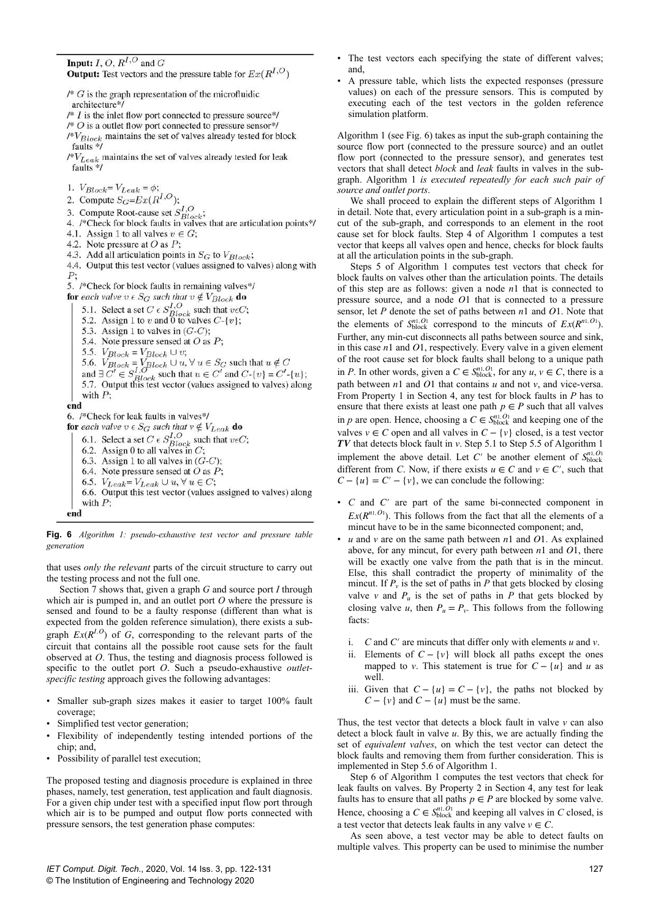**Input:** $I$, $O$, $R^{I,O}$ and $G$
**Output:** Test vectors and the pressure table for $Ex(R^{I,O})$

```
/* G is the graph representation of the microfluidic
   architecture*/
/* I is the inlet flow port connected to pressure source*/
/* O is a outlet flow port connected to pressure sensor*/
/*V_Block maintains the set of valves already tested for block
   faults */
/*V_Leak maintains the set of valves already tested for leak
   faults */

1. V_Block = V_Leak = φ;
2. Compute S_G = Ex(R^{I,O});
3. Compute Root-cause set S^{I,O}_{Block};
4. /*Check for block faults in valves that are articulation points*/
4.1. Assign 1 to all valves v ∈ G;
4.2. Note pressure at O as P;
4.3. Add all articulation points in S_G to V_Block;
4.4. Output this test vector (values assigned to valves) along with
     P;
5. /*Check for block faults in remaining valves*/
for each valve v ∈ S_G such that v ∉ V_Block do
    5.1. Select a set C ∈ S^{I,O}_{Block} such that v∈C;
    5.2. Assign 1 to v and 0 to valves C-{v};
    5.3. Assign 1 to valves in (G-C);
    5.4. Note pressure sensed at O as P;
    5.5. V_Block = V_Block ∪ v;
    5.6. V_Block = V_Block ∪ u, ∀ u ∈ S_G such that u ∉ C
         and ∃ C' ∈ S^{I,O}_{Block} such that u ∈ C' and C-{v} = C'-{u};
    5.7. Output this test vector (values assigned to valves) along
         with P;
end
6. /*Check for leak faults in valves*/
for each valve v ∈ S_G such that v ∉ V_Leak do
    6.1. Select a set C ∈ S^{I,O}_{Block} such that v∈C;
    6.2. Assign 0 to all valves in C;
    6.3. Assign 1 to valves in (G-C);
    6.4. Note pressure sensed at O as P;
    6.5. V_Leak = V_Leak ∪ u, ∀ u ∈ C;
    6.6. Output this test vector (values assigned to valves) along
         with P;
end
```

**Fig. 6** *Algorithm 1: pseudo-exhaustive test vector and pressure table generation*

that uses *only the relevant* parts of the circuit structure to carry out the testing process and not the full one.

Section 7 shows that, given a graph $G$ and source port $I$ through which air is pumped in, and an outlet port $O$ where the pressure is sensed and found to be a faulty response (different than what is expected from the golden reference simulation), there exists a sub-graph $Ex(R^{I,O})$ of $G$, corresponding to the relevant parts of the circuit that contains all the possible root cause sets for the fault observed at $O$. Thus, the testing and diagnosis process followed is specific to the outlet port $O$. Such a pseudo-exhaustive *outlet-specific testing* approach gives the following advantages:

- Smaller sub-graph sizes makes it easier to target 100% fault coverage;
- Simplified test vector generation;
- Flexibility of independently testing intended portions of the chip; and,
- Possibility of parallel test execution;

The proposed testing and diagnosis procedure is explained in three phases, namely, test generation, test application and fault diagnosis. For a given chip under test with a specified input flow port through which air is to be pumped and output flow ports connected with pressure sensors, the test generation phase computes:

- The test vectors each specifying the state of different valves; and,
- A pressure table, which lists the expected responses (pressure values) on each of the pressure sensors. This is computed by executing each of the test vectors in the golden reference simulation platform.

Algorithm 1 (see Fig. 6) takes as input the sub-graph containing the source flow port (connected to the pressure source) and an outlet flow port (connected to the pressure sensor), and generates test vectors that shall detect *block* and *leak* faults in valves in the sub-graph. Algorithm 1 *is executed repeatedly for each such pair of source and outlet ports*.

We shall proceed to explain the different steps of Algorithm 1 in detail. Note that, every articulation point in a sub-graph is a min-cut of the sub-graph, and corresponds to an element in the root cause set for block faults. Step 4 of Algorithm 1 computes a test vector that keeps all valves open and hence, checks for block faults at all the articulation points in the sub-graph.

Steps 5 of Algorithm 1 computes test vectors that check for block faults on valves other than the articulation points. The details of this step are as follows: given a node $n1$ that is connected to pressure source, and a node $O1$ that is connected to a pressure sensor, let $P$ denote the set of paths between $n1$ and $O1$. Note that the elements of $S_{\text{block}}^{n1,O1}$ correspond to the mincuts of $Ex(R^{n1,O1})$. Further, any min-cut disconnects all paths between source and sink, in this case $n1$ and $O1$, respectively. Every valve in a given element of the root cause set for block faults shall belong to a unique path in $P$. In other words, given a $C \in S_{\text{block}}^{n1,O1}$, for any $u, v \in C$, there is a path between $n1$ and $O1$ that contains $u$ and not $v$, and vice-versa. From Property 1 in Section 4, any test for block faults in $P$ has to ensure that there exists at least one path $p \in P$ such that all valves in $p$ are open. Hence, choosing a $C \in S_{\text{block}}^{n1,O1}$ and keeping one of the valves $v \in C$ open and all valves in $C - \{v\}$ closed, is a test vector ***TV*** that detects block fault in $v$. Step 5.1 to Step 5.5 of Algorithm 1 implement the above detail. Let $C'$ be another element of $S_{\text{block}}^{n1,O1}$ different from $C$. Now, if there exists $u \in C$ and $v \in C'$, such that $C - \{u\} = C' - \{v\}$, we can conclude the following:

- $C$ and $C'$ are part of the same bi-connected component in $Ex(R^{n1,O1})$. This follows from the fact that all the elements of a mincut have to be in the same biconnected component; and,
- $u$ and $v$ are on the same path between $n1$ and $O1$. As explained above, for any mincut, for every path between $n1$ and $O1$, there will be exactly one valve from the path that is in the mincut. Else, this shall contradict the property of minimality of the mincut. If $P_v$ is the set of paths in $P$ that gets blocked by closing valve $v$ and $P_u$ is the set of paths in $P$ that gets blocked by closing valve $u$, then $P_u = P_v$. This follows from the following facts:

  i. $C$ and $C'$ are mincuts that differ only with elements $u$ and $v$.
  ii. Elements of $C - \{v\}$ will block all paths except the ones mapped to $v$. This statement is true for $C - \{u\}$ and $u$ as well.
  iii. Given that $C - \{u\} = C - \{v\}$, the paths not blocked by $C - \{v\}$ and $C - \{u\}$ must be the same.

Thus, the test vector that detects a block fault in valve $v$ can also detect a block fault in valve $u$. By this, we are actually finding the set of *equivalent valves*, on which the test vector can detect the block faults and removing them from further consideration. This is implemented in Step 5.6 of Algorithm 1.

Step 6 of Algorithm 1 computes the test vectors that check for leak faults on valves. By Property 2 in Section 4, any test for leak faults has to ensure that all paths $p \in P$ are blocked by some valve. Hence, choosing a $C \in S_{\text{block}}^{n1,O1}$ and keeping all valves in $C$ closed, is a test vector that detects leak faults in any valve $v \in C$.

As seen above, a test vector may be able to detect faults on multiple valves. This property can be used to minimise the number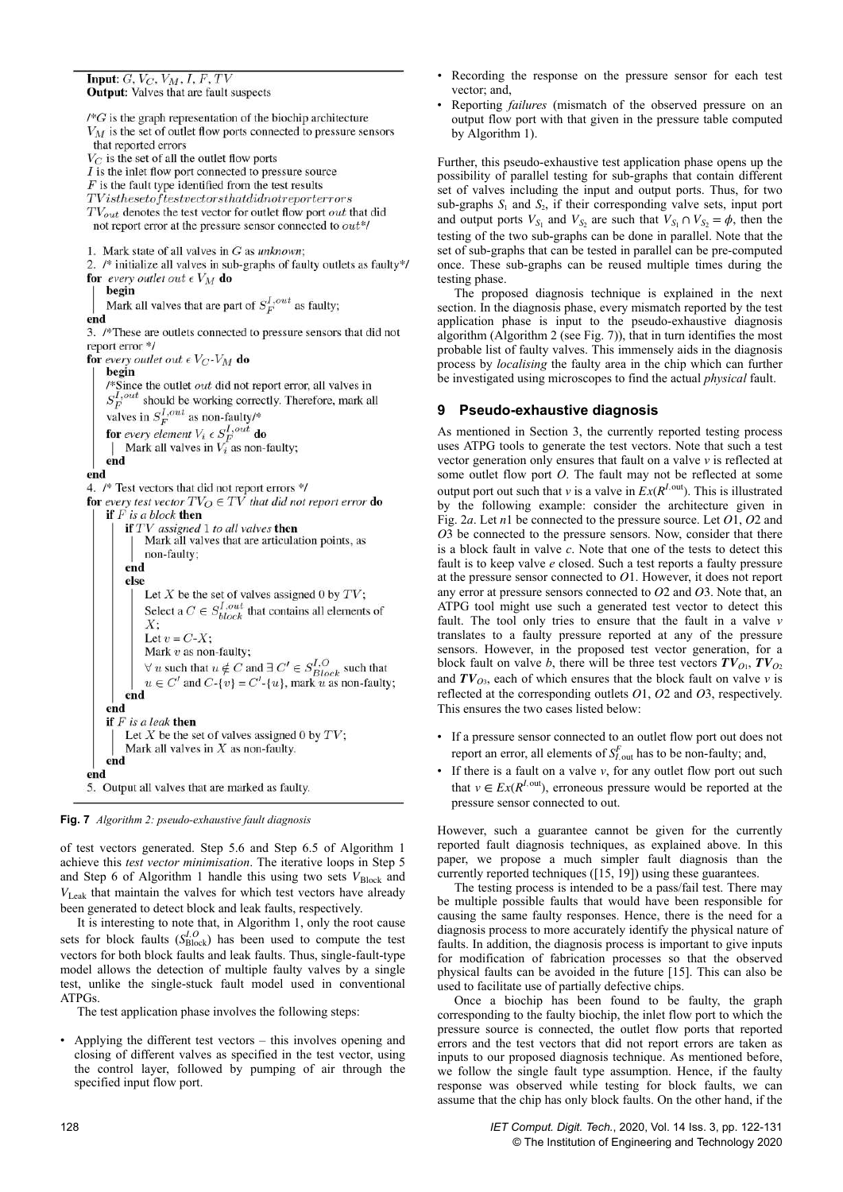**Input**: $G, V_C, V_M, I, F, TV$
**Output**: Valves that are fault suspects

```
/*G is the graph representation of the biochip architecture
V_M is the set of outlet flow ports connected to pressure sensors
  that reported errors
V_C is the set of all the outlet flow ports
I is the inlet flow port connected to pressure source
F is the fault type identified from the test results
TVisthesetoftestvectorsthatdidnotreporterrors
TV_out denotes the test vector for outlet flow port out that did
  not report error at the pressure sensor connected to out*/

1. Mark state of all valves in G as unknown;
2. /* initialize all valves in sub-graphs of faulty outlets as faulty*/
for every outlet out ∈ V_M do
  begin
  | Mark all valves that are part of S_F^{I,out} as faulty;
end
3. /*These are outlets connected to pressure sensors that did not
report error */
for every outlet out ∈ V_C - V_M do
  begin
  /*Since the outlet out did not report error, all valves in
  S_F^{I,out} should be working correctly. Therefore, mark all
  valves in S_F^{I,out} as non-faulty/*
  for every element V_i ∈ S_F^{I,out} do
  | Mark all valves in V_i as non-faulty;
  end
end
4. /* Test vectors that did not report errors */
for every test vector TV_O ∈ TV that did not report error do
  if F is a block then
    if TV assigned 1 to all valves then
    | Mark all valves that are articulation points, as
    | non-faulty;
    end
    else
      Let X be the set of valves assigned 0 by TV;
      Select a C ∈ S_block^{I,out} that contains all elements of
      X;
      Let v = C-X;
      Mark v as non-faulty;
      ∀ u such that u ∉ C and ∃ C' ∈ S_Block^{I,O} such that
      u ∈ C' and C-{v} = C'-{u}, mark u as non-faulty;
    end
  end
  if F is a leak then
  | Let X be the set of valves assigned 0 by TV;
  | Mark all valves in X as non-faulty.
  end
end
5. Output all valves that are marked as faulty.
```

**Fig. 7** *Algorithm 2: pseudo-exhaustive fault diagnosis*

of test vectors generated. Step 5.6 and Step 6.5 of Algorithm 1 achieve this *test vector minimisation*. The iterative loops in Step 5 and Step 6 of Algorithm 1 handle this using two sets $V_{\text{Block}}$ and $V_{\text{Leak}}$ that maintain the valves for which test vectors have already been generated to detect block and leak faults, respectively.

It is interesting to note that, in Algorithm 1, only the root cause sets for block faults ($S^{I,O}_{\text{Block}}$) has been used to compute the test vectors for both block faults and leak faults. Thus, single-fault-type model allows the detection of multiple faulty valves by a single test, unlike the single-stuck fault model used in conventional ATPGs.

The test application phase involves the following steps:

- Applying the different test vectors – this involves opening and closing of different valves as specified in the test vector, using the control layer, followed by pumping of air through the specified input flow port.
- Recording the response on the pressure sensor for each test vector; and,
- Reporting *failures* (mismatch of the observed pressure on an output flow port with that given in the pressure table computed by Algorithm 1).

Further, this pseudo-exhaustive test application phase opens up the possibility of parallel testing for sub-graphs that contain different set of valves including the input and output ports. Thus, for two sub-graphs $S_1$ and $S_2$, if their corresponding valve sets, input port and output ports $V_{S_1}$ and $V_{S_2}$ are such that $V_{S_1} \cap V_{S_2} = \phi$, then the testing of the two sub-graphs can be done in parallel. Note that the set of sub-graphs that can be tested in parallel can be pre-computed once. These sub-graphs can be reused multiple times during the testing phase.

The proposed diagnosis technique is explained in the next section. In the diagnosis phase, every mismatch reported by the test application phase is input to the pseudo-exhaustive diagnosis algorithm (Algorithm 2 (see Fig. 7)), that in turn identifies the most probable list of faulty valves. This immensely aids in the diagnosis process by *localising* the faulty area in the chip which can further be investigated using microscopes to find the actual *physical* fault.

## 9 Pseudo-exhaustive diagnosis

As mentioned in Section 3, the currently reported testing process uses ATPG tools to generate the test vectors. Note that such a test vector generation only ensures that fault on a valve $v$ is reflected at some outlet flow port $O$. The fault may not be reflected at some output port out such that $v$ is a valve in $Ex(R^{I,\text{out}})$. This is illustrated by the following example: consider the architecture given in Fig. 2*a*. Let $n1$ be connected to the pressure source. Let $O1$, $O2$ and $O3$ be connected to the pressure sensors. Now, consider that there is a block fault in valve $c$. Note that one of the tests to detect this fault is to keep valve $e$ closed. Such a test reports a faulty pressure at the pressure sensor connected to $O1$. However, it does not report any error at pressure sensors connected to $O2$ and $O3$. Note that, an ATPG tool might use such a generated test vector to detect this fault. The tool only tries to ensure that the fault in a valve $v$ translates to a faulty pressure reported at any of the pressure sensors. However, in the proposed test vector generation, for a block fault on valve $b$, there will be three test vectors $\boldsymbol{TV}_{O1}$, $\boldsymbol{TV}_{O2}$ and $\boldsymbol{TV}_{O3}$, each of which ensures that the block fault on valve $v$ is reflected at the corresponding outlets $O1$, $O2$ and $O3$, respectively. This ensures the two cases listed below:

- If a pressure sensor connected to an outlet flow port out does not report an error, all elements of $S^F_{I,\text{out}}$ has to be non-faulty; and,
- If there is a fault on a valve $v$, for any outlet flow port out such that $v \in Ex(R^{I,\text{out}})$, erroneous pressure would be reported at the pressure sensor connected to out.

However, such a guarantee cannot be given for the currently reported fault diagnosis techniques, as explained above. In this paper, we propose a much simpler fault diagnosis than the currently reported techniques ([15, 19]) using these guarantees.

The testing process is intended to be a pass/fail test. There may be multiple possible faults that would have been responsible for causing the same faulty responses. Hence, there is the need for a diagnosis process to more accurately identify the physical nature of faults. In addition, the diagnosis process is important to give inputs for modification of fabrication processes so that the observed physical faults can be avoided in the future [15]. This can also be used to facilitate use of partially defective chips.

Once a biochip has been found to be faulty, the graph corresponding to the faulty biochip, the inlet flow port to which the pressure source is connected, the outlet flow ports that reported errors and the test vectors that did not report errors are taken as inputs to our proposed diagnosis technique. As mentioned before, we follow the single fault type assumption. Hence, if the faulty response was observed while testing for block faults, we can assume that the chip has only block faults. On the other hand, if the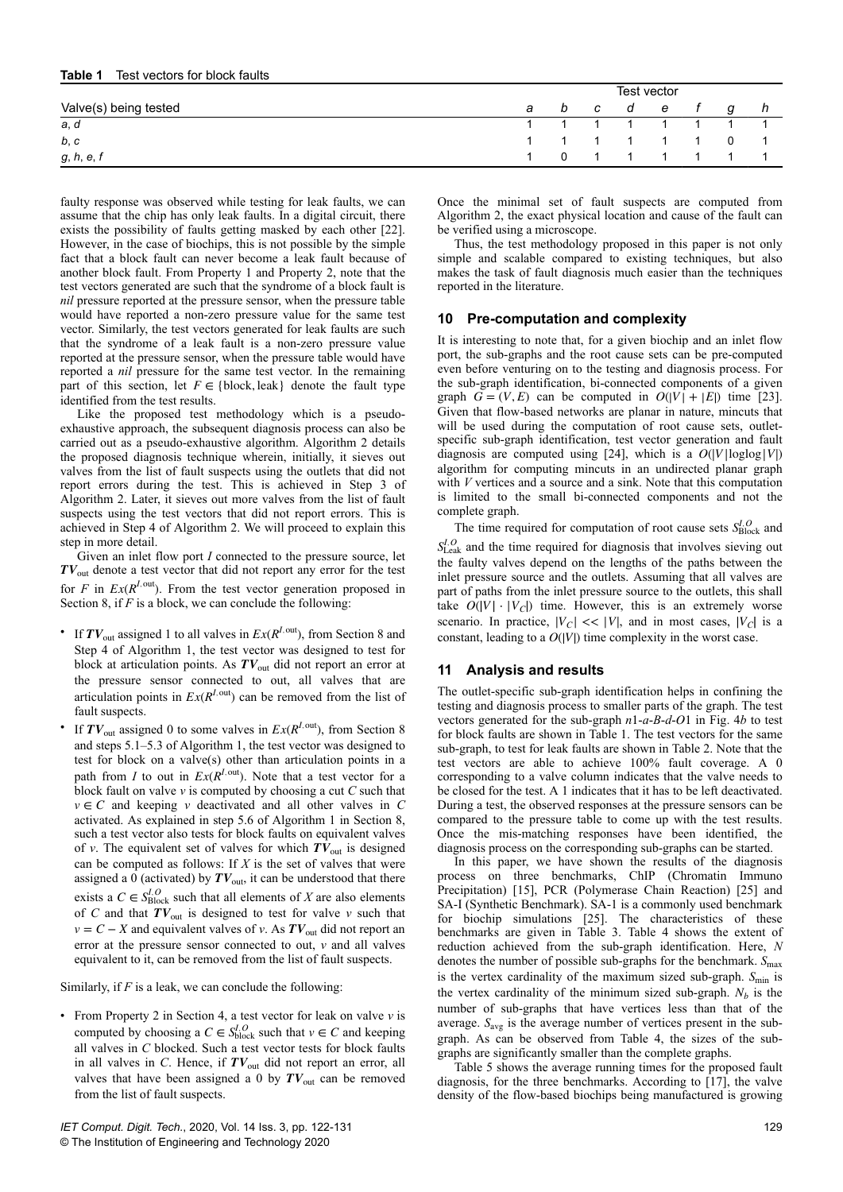**Table 1** Test vectors for block faults

| Valve(s) being tested | Test vector | | | | | | | |
|---|---|---|---|---|---|---|---|---|
| | *a* | *b* | *c* | *d* | *e* | *f* | *g* | *h* |
| *a*, *d* | 1 | 1 | 1 | 1 | 1 | 1 | 1 | 1 |
| *b*, *c* | 1 | 1 | 1 | 1 | 1 | 1 | 0 | 1 |
| *g*, *h*, *e*, *f* | 1 | 0 | 1 | 1 | 1 | 1 | 1 | 1 |

faulty response was observed while testing for leak faults, we can assume that the chip has only leak faults. In a digital circuit, there exists the possibility of faults getting masked by each other [22]. However, in the case of biochips, this is not possible by the simple fact that a block fault can never become a leak fault because of another block fault. From Property 1 and Property 2, note that the test vectors generated are such that the syndrome of a block fault is *nil* pressure reported at the pressure sensor, when the pressure table would have reported a non-zero pressure value for the same test vector. Similarly, the test vectors generated for leak faults are such that the syndrome of a leak fault is a non-zero pressure value reported at the pressure sensor, when the pressure table would have reported a *nil* pressure for the same test vector. In the remaining part of this section, let $F \in \{\text{block}, \text{leak}\}$ denote the fault type identified from the test results.

Like the proposed test methodology which is a pseudo-exhaustive approach, the subsequent diagnosis process can also be carried out as a pseudo-exhaustive algorithm. Algorithm 2 details the proposed diagnosis technique wherein, initially, it sieves out valves from the list of fault suspects using the outlets that did not report errors during the test. This is achieved in Step 3 of Algorithm 2. Later, it sieves out more valves from the list of fault suspects using the test vectors that did not report errors. This is achieved in Step 4 of Algorithm 2. We will proceed to explain this step in more detail.

Given an inlet flow port $I$ connected to the pressure source, let $\boldsymbol{TV}_{\text{out}}$ denote a test vector that did not report any error for the test for $F$ in $Ex(R^{I,\text{out}})$. From the test vector generation proposed in Section 8, if $F$ is a block, we can conclude the following:

- If $\boldsymbol{TV}_{\text{out}}$ assigned 1 to all valves in $Ex(R^{I,\text{out}})$, from Section 8 and Step 4 of Algorithm 1, the test vector was designed to test for block at articulation points. As $\boldsymbol{TV}_{\text{out}}$ did not report an error at the pressure sensor connected to out, all valves that are articulation points in $Ex(R^{I,\text{out}})$ can be removed from the list of fault suspects.
- If $\boldsymbol{TV}_{\text{out}}$ assigned 0 to some valves in $Ex(R^{I,\text{out}})$, from Section 8 and steps 5.1–5.3 of Algorithm 1, the test vector was designed to test for block on a valve(s) other than articulation points in a path from $I$ to out in $Ex(R^{I,\text{out}})$. Note that a test vector for a block fault on valve $v$ is computed by choosing a cut $C$ such that $v \in C$ and keeping $v$ deactivated and all other valves in $C$ activated. As explained in step 5.6 of Algorithm 1 in Section 8, such a test vector also tests for block faults on equivalent valves of $v$. The equivalent set of valves for which $\boldsymbol{TV}_{\text{out}}$ is designed can be computed as follows: If $X$ is the set of valves that were assigned a 0 (activated) by $\boldsymbol{TV}_{\text{out}}$, it can be understood that there exists a $C \in S^{I,O}_{\text{Block}}$ such that all elements of $X$ are also elements of $C$ and that $\boldsymbol{TV}_{\text{out}}$ is designed to test for valve $v$ such that $v = C - X$ and equivalent valves of $v$. As $\boldsymbol{TV}_{\text{out}}$ did not report an error at the pressure sensor connected to out, $v$ and all valves equivalent to it, can be removed from the list of fault suspects.

Similarly, if $F$ is a leak, we can conclude the following:

- From Property 2 in Section 4, a test vector for leak on valve $v$ is computed by choosing a $C \in S^{I,O}_{\text{block}}$ such that $v \in C$ and keeping all valves in $C$ blocked. Such a test vector tests for block faults in all valves in $C$. Hence, if $\boldsymbol{TV}_{\text{out}}$ did not report an error, all valves that have been assigned a 0 by $\boldsymbol{TV}_{\text{out}}$ can be removed from the list of fault suspects.

Once the minimal set of fault suspects are computed from Algorithm 2, the exact physical location and cause of the fault can be verified using a microscope.

Thus, the test methodology proposed in this paper is not only simple and scalable compared to existing techniques, but also makes the task of fault diagnosis much easier than the techniques reported in the literature.

## 10 Pre-computation and complexity

It is interesting to note that, for a given biochip and an inlet flow port, the sub-graphs and the root cause sets can be pre-computed even before venturing on to the testing and diagnosis process. For the sub-graph identification, bi-connected components of a given graph $G = (V, E)$ can be computed in $O(|V| + |E|)$ time [23]. Given that flow-based networks are planar in nature, mincuts that will be used during the computation of root cause sets, outlet-specific sub-graph identification, test vector generation and fault diagnosis are computed using [24], which is a $O(|V|\log\log|V|)$ algorithm for computing mincuts in an undirected planar graph with $V$ vertices and a source and a sink. Note that this computation is limited to the small bi-connected components and not the complete graph.

The time required for computation of root cause sets $S^{I,O}_{\text{Block}}$ and $S^{I,O}_{\text{Leak}}$ and the time required for diagnosis that involves sieving out the faulty valves depend on the lengths of the paths between the inlet pressure source and the outlets. Assuming that all valves are part of paths from the inlet pressure source to the outlets, this shall take $O(|V| \cdot |V_C|)$ time. However, this is an extremely worse scenario. In practice, $|V_C| << |V|$, and in most cases, $|V_C|$ is a constant, leading to a $O(|V|)$ time complexity in the worst case.

## 11 Analysis and results

The outlet-specific sub-graph identification helps in confining the testing and diagnosis process to smaller parts of the graph. The test vectors generated for the sub-graph *n*1-*a*-*B*-*d*-*O*1 in Fig. 4*b* to test for block faults are shown in Table 1. The test vectors for the same sub-graph, to test for leak faults are shown in Table 2. Note that the test vectors are able to achieve 100% fault coverage. A 0 corresponding to a valve column indicates that the valve needs to be closed for the test. A 1 indicates that it has to be left deactivated. During a test, the observed responses at the pressure sensors can be compared to the pressure table to come up with the test results. Once the mis-matching responses have been identified, the diagnosis process on the corresponding sub-graphs can be started.

In this paper, we have shown the results of the diagnosis process on three benchmarks, ChIP (Chromatin Immuno Precipitation) [15], PCR (Polymerase Chain Reaction) [25] and SA-I (Synthetic Benchmark). SA-1 is a commonly used benchmark for biochip simulations [25]. The characteristics of these benchmarks are given in Table 3. Table 4 shows the extent of reduction achieved from the sub-graph identification. Here, $N$ denotes the number of possible sub-graphs for the benchmark. $S_{\max}$ is the vertex cardinality of the maximum sized sub-graph. $S_{\min}$ is the vertex cardinality of the minimum sized sub-graph. $N_b$ is the number of sub-graphs that have vertices less than that of the average. $S_{\text{avg}}$ is the average number of vertices present in the sub-graph. As can be observed from Table 4, the sizes of the sub-graphs are significantly smaller than the complete graphs.

Table 5 shows the average running times for the proposed fault diagnosis, for the three benchmarks. According to [17], the valve density of the flow-based biochips being manufactured is growing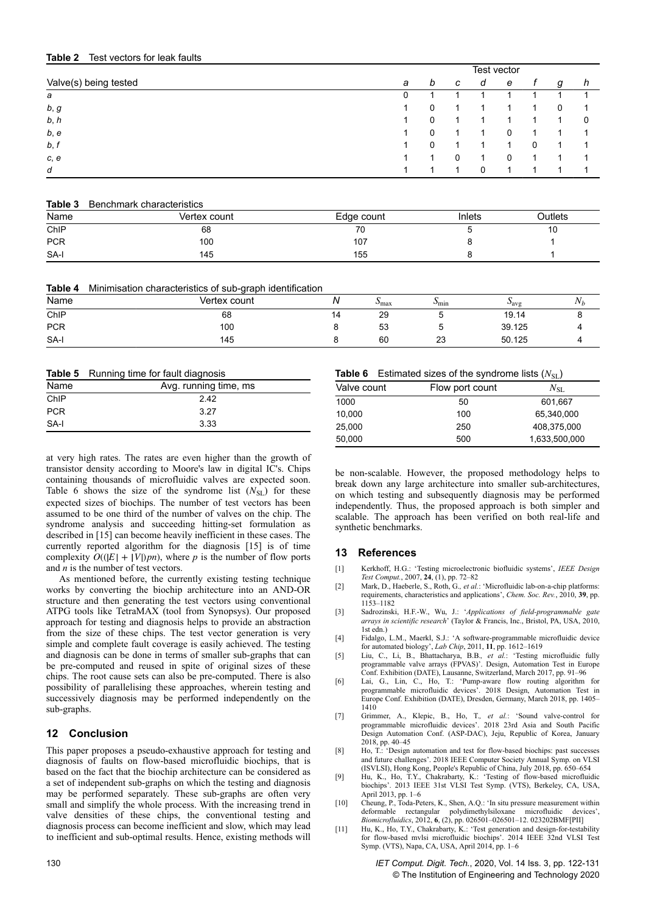**Table 2** Test vectors for leak faults

| Valve(s) being tested | *a* | *b* | *c* | *d* | *e* | *f* | *g* | *h* |
|---|---|---|---|---|---|---|---|---|
| | Test vector | | | | | | | |
| *a* | 0 | 1 | 1 | 1 | 1 | 1 | 1 | 1 |
| *b*, *g* | 1 | 0 | 1 | 1 | 1 | 1 | 0 | 1 |
| *b*, *h* | 1 | 0 | 1 | 1 | 1 | 1 | 1 | 0 |
| *b*, *e* | 1 | 0 | 1 | 1 | 0 | 1 | 1 | 1 |
| *b*, *f* | 1 | 0 | 1 | 1 | 1 | 0 | 1 | 1 |
| *c*, *e* | 1 | 1 | 0 | 1 | 0 | 1 | 1 | 1 |
| *d* | 1 | 1 | 1 | 0 | 1 | 1 | 1 | 1 |

**Table 3** Benchmark characteristics

| Name | Vertex count | Edge count | Inlets | Outlets |
|---|---|---|---|---|
| ChIP | 68 | 70 | 5 | 10 |
| PCR | 100 | 107 | 8 | 1 |
| SA-I | 145 | 155 | 8 | 1 |

**Table 4** Minimisation characteristics of sub-graph identification

| Name | Vertex count | $N$ | $S_{\max}$ | $S_{\min}$ | $S_{\text{avg}}$ | $N_b$ |
|---|---|---|---|---|---|---|
| ChIP | 68 | 14 | 29 | 5 | 19.14 | 8 |
| PCR | 100 | 8 | 53 | 5 | 39.125 | 4 |
| SA-I | 145 | 8 | 60 | 23 | 50.125 | 4 |

**Table 5** Running time for fault diagnosis

| Name | Avg. running time, ms |
|---|---|
| ChIP | 2.42 |
| PCR | 3.27 |
| SA-I | 3.33 |

**Table 6** Estimated sizes of the syndrome lists ($N_{\text{SL}}$)

| Valve count | Flow port count | $N_{\text{SL}}$ |
|---|---|---|
| 1000 | 50 | 601,667 |
| 10,000 | 100 | 65,340,000 |
| 25,000 | 250 | 408,375,000 |
| 50,000 | 500 | 1,633,500,000 |

at very high rates. The rates are even higher than the growth of transistor density according to Moore's law in digital IC's. Chips containing thousands of microfluidic valves are expected soon. Table 6 shows the size of the syndrome list ($N_{\text{SL}}$) for these expected sizes of biochips. The number of test vectors has been assumed to be one third of the number of valves on the chip. The syndrome analysis and succeeding hitting-set formulation as described in [15] can become heavily inefficient in these cases. The currently reported algorithm for the diagnosis [15] is of time complexity $O((|E| + |V|)pn)$, where $p$ is the number of flow ports and $n$ is the number of test vectors.

As mentioned before, the currently existing testing technique works by converting the biochip architecture into an AND-OR structure and then generating the test vectors using conventional ATPG tools like TetraMAX (tool from Synopsys). Our proposed approach for testing and diagnosis helps to provide an abstraction from the size of these chips. The test vector generation is very simple and complete fault coverage is easily achieved. The testing and diagnosis can be done in terms of smaller sub-graphs that can be pre-computed and reused in spite of original sizes of these chips. The root cause sets can also be pre-computed. There is also possibility of parallelising these approaches, wherein testing and successively diagnosis may be performed independently on the sub-graphs.

## 12 Conclusion

This paper proposes a pseudo-exhaustive approach for testing and diagnosis of faults on flow-based microfluidic biochips, that is based on the fact that the biochip architecture can be considered as a set of independent sub-graphs on which the testing and diagnosis may be performed separately. These sub-graphs are often very small and simplify the whole process. With the increasing trend in valve densities of these chips, the conventional testing and diagnosis process can become inefficient and slow, which may lead to inefficient and sub-optimal results. Hence, existing methods will be non-scalable. However, the proposed methodology helps to break down any large architecture into smaller sub-architectures, on which testing and subsequently diagnosis may be performed independently. Thus, the proposed approach is both simpler and scalable. The approach has been verified on both real-life and synthetic benchmarks.

## 13 References

[1] Kerkhoff, H.G.: 'Testing microelectronic biofluidic systems', *IEEE Design Test Comput.*, 2007, **24**, (1), pp. 72–82

[2] Mark, D., Haeberle, S., Roth, G., *et al.*: 'Microfluidic lab-on-a-chip platforms: requirements, characteristics and applications', *Chem. Soc. Rev.*, 2010, **39**, pp. 1153–1182

[3] Sadrozinski, H.F.-W., Wu, J.: '*Applications of field-programmable gate arrays in scientific research*' (Taylor & Francis, Inc., Bristol, PA, USA, 2010, 1st edn.)

[4] Fidalgo, L.M., Maerkl, S.J.: 'A software-programmable microfluidic device for automated biology', *Lab Chip*, 2011, **11**, pp. 1612–1619

[5] Liu, C., Li, B., Bhattacharya, B.B., *et al.*: 'Testing microfluidic fully programmable valve arrays (FPVAS)'. Design, Automation Test in Europe Conf. Exhibition (DATE), Lausanne, Switzerland, March 2017, pp. 91–96

[6] Lai, G., Lin, C., Ho, T.: 'Pump-aware flow routing algorithm for programmable microfluidic devices'. 2018 Design, Automation Test in Europe Conf. Exhibition (DATE), Dresden, Germany, March 2018, pp. 1405–1410

[7] Grimmer, A., Klepic, B., Ho, T., *et al.*: 'Sound valve-control for programmable microfluidic devices'. 2018 23rd Asia and South Pacific Design Automation Conf. (ASP-DAC), Jeju, Republic of Korea, January 2018, pp. 40–45

[8] Ho, T.: 'Design automation and test for flow-based biochips: past successes and future challenges'. 2018 IEEE Computer Society Annual Symp. on VLSI (ISVLSI), Hong Kong, People's Republic of China, July 2018, pp. 650–654

[9] Hu, K., Ho, T.Y., Chakrabarty, K.: 'Testing of flow-based microfluidic biochips'. 2013 IEEE 31st VLSI Test Symp. (VTS), Berkeley, CA, USA, April 2013, pp. 1–6

[10] Cheung, P., Toda-Peters, K., Shen, A.Q.: 'In situ pressure measurement within deformable rectangular polydimethylsiloxane microfluidic devices', *Biomicrofluidics*, 2012, **6**, (2), pp. 026501–026501–12. 023202BMF[PII]

[11] Hu, K., Ho, T.Y., Chakrabarty, K.: 'Test generation and design-for-testability for flow-based mvlsi microfluidic biochips'. 2014 IEEE 32nd VLSI Test Symp. (VTS), Napa, CA, USA, April 2014, pp. 1–6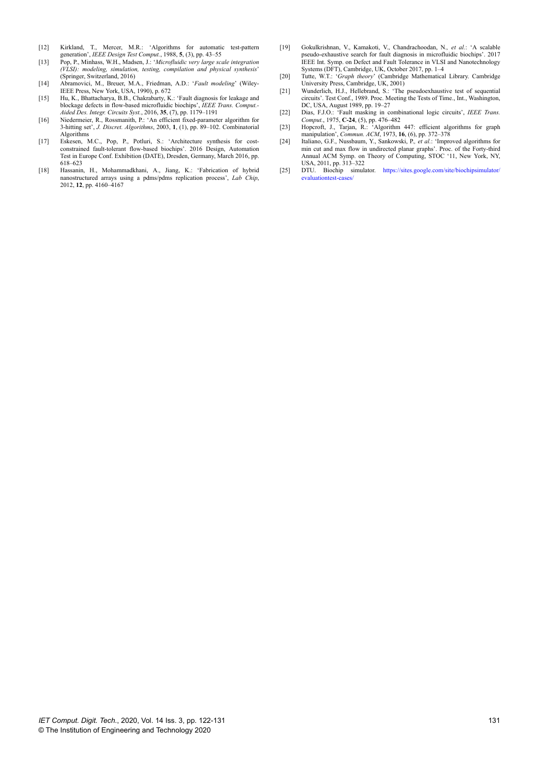[12] Kirkland, T., Mercer, M.R.: 'Algorithms for automatic test-pattern generation', *IEEE Design Test Comput.*, 1988, **5**, (3), pp. 43–55

[13] Pop, P., Minhass, W.H., Madsen, J.: '*Microfluidic very large scale integration (VLSI): modeling, simulation, testing, compilation and physical synthesis*' (Springer, Switzerland, 2016)

[14] Abramovici, M., Breuer, M.A., Friedman, A.D.: '*Fault modeling*' (Wiley-IEEE Press, New York, USA, 1990), p. 672

[15] Hu, K., Bhattacharya, B.B., Chakrabarty, K.: 'Fault diagnosis for leakage and blockage defects in flow-based microfluidic biochips', *IEEE Trans. Comput.-Aided Des. Integr. Circuits Syst.*, 2016, **35**, (7), pp. 1179–1191

[16] Niedermeier, R., Rossmanith, P.: 'An efficient fixed-parameter algorithm for 3-hitting set', *J. Discret. Algorithms*, 2003, **1**, (1), pp. 89–102. Combinatorial Algorithms

[17] Eskesen, M.C., Pop, P., Potluri, S.: 'Architecture synthesis for cost-constrained fault-tolerant flow-based biochips'. 2016 Design, Automation Test in Europe Conf. Exhibition (DATE), Dresden, Germany, March 2016, pp. 618–623

[18] Hassanin, H., Mohammadkhani, A., Jiang, K.: 'Fabrication of hybrid nanostructured arrays using a pdms/pdms replication process', *Lab Chip*, 2012, **12**, pp. 4160–4167

[19] Gokulkrishnan, V., Kamakoti, V., Chandrachoodan, N., *et al.*: 'A scalable pseudo-exhaustive search for fault diagnosis in microfluidic biochips'. 2017 IEEE Int. Symp. on Defect and Fault Tolerance in VLSI and Nanotechnology Systems (DFT), Cambridge, UK, October 2017, pp. 1–4

[20] Tutte, W.T.: '*Graph theory*' (Cambridge Mathematical Library. Cambridge University Press, Cambridge, UK, 2001)

[21] Wunderlich, H.J., Hellebrand, S.: 'The pseudoexhaustive test of sequential circuits'. Test Conf., 1989. Proc. Meeting the Tests of Time., Int., Washington, DC, USA, August 1989, pp. 19–27

[22] Dias, F.J.O.: 'Fault masking in combinational logic circuits', *IEEE Trans. Comput.*, 1975, **C-24**, (5), pp. 476–482

[23] Hopcroft, J., Tarjan, R.: 'Algorithm 447: efficient algorithms for graph manipulation', *Commun. ACM*, 1973, **16**, (6), pp. 372–378

[24] Italiano, G.F., Nussbaum, Y., Sankowski, P., *et al.*: 'Improved algorithms for min cut and max flow in undirected planar graphs'. Proc. of the Forty-third Annual ACM Symp. on Theory of Computing, STOC '11, New York, NY, USA, 2011, pp. 313–322

[25] DTU. Biochip simulator. https://sites.google.com/site/biochipsimulator/evaluationtest-cases/